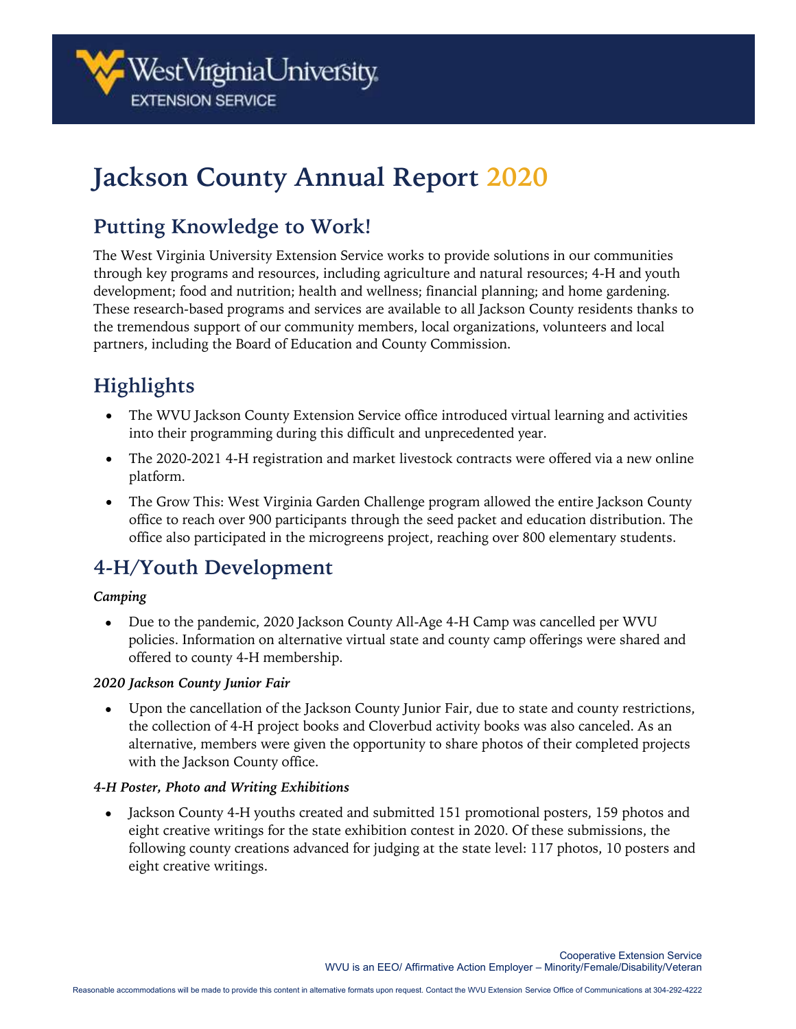# Jackson County Annual Report 2020

## Putting Knowledge to Work!

The West Virginia University Extension Service works to provide solutions in our communities through key programs and resources, including agriculture and natural resources; 4-H and youth development; food and nutrition; health and wellness; financial planning; and home gardening. These research-based programs and services are available to all Jackson County residents thanks to the tremendous support of our community members, local organizations, volunteers and local partners, including the Board of Education and County Commission.

## Highlights

- The WVU Jackson County Extension Service office introduced virtual learning and activities into their programming during this difficult and unprecedented year.
- The 2020-2021 4-H registration and market livestock contracts were offered via a new online platform.
- The Grow This: West Virginia Garden Challenge program allowed the entire Jackson County office to reach over 900 participants through the seed packet and education distribution. The office also participated in the microgreens project, reaching over 800 elementary students.

## 4-H/Youth Development

***Camping***

- Due to the pandemic, 2020 Jackson County All-Age 4-H Camp was cancelled per WVU policies. Information on alternative virtual state and county camp offerings were shared and offered to county 4-H membership.

***2020 Jackson County Junior Fair***

- Upon the cancellation of the Jackson County Junior Fair, due to state and county restrictions, the collection of 4-H project books and Cloverbud activity books was also canceled. As an alternative, members were given the opportunity to share photos of their completed projects with the Jackson County office.

***4-H Poster, Photo and Writing Exhibitions***

- Jackson County 4-H youths created and submitted 151 promotional posters, 159 photos and eight creative writings for the state exhibition contest in 2020. Of these submissions, the following county creations advanced for judging at the state level: 117 photos, 10 posters and eight creative writings.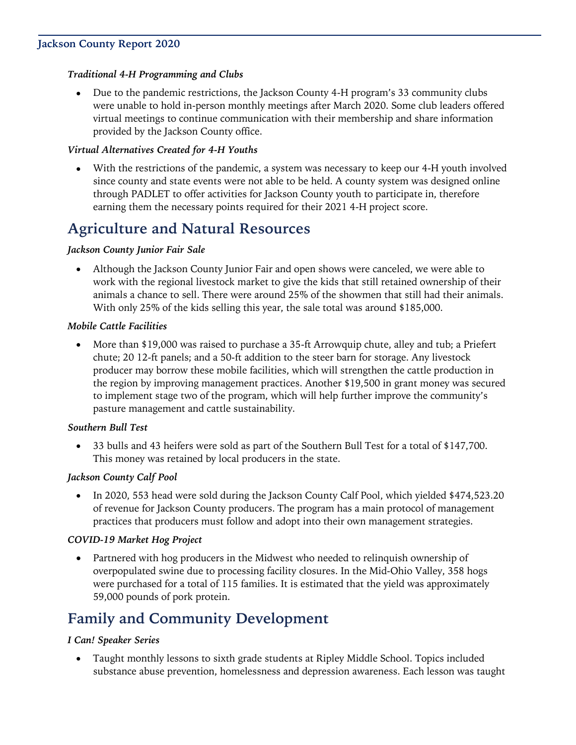### *Traditional 4-H Programming and Clubs*

- Due to the pandemic restrictions, the Jackson County 4-H program's 33 community clubs were unable to hold in-person monthly meetings after March 2020. Some club leaders offered virtual meetings to continue communication with their membership and share information provided by the Jackson County office.

### *Virtual Alternatives Created for 4-H Youths*

- With the restrictions of the pandemic, a system was necessary to keep our 4-H youth involved since county and state events were not able to be held. A county system was designed online through PADLET to offer activities for Jackson County youth to participate in, therefore earning them the necessary points required for their 2021 4-H project score.

## Agriculture and Natural Resources

### *Jackson County Junior Fair Sale*

- Although the Jackson County Junior Fair and open shows were canceled, we were able to work with the regional livestock market to give the kids that still retained ownership of their animals a chance to sell. There were around 25% of the showmen that still had their animals. With only 25% of the kids selling this year, the sale total was around $185,000.

### *Mobile Cattle Facilities*

- More than $19,000 was raised to purchase a 35-ft Arrowquip chute, alley and tub; a Priefert chute; 20 12-ft panels; and a 50-ft addition to the steer barn for storage. Any livestock producer may borrow these mobile facilities, which will strengthen the cattle production in the region by improving management practices. Another $19,500 in grant money was secured to implement stage two of the program, which will help further improve the community's pasture management and cattle sustainability.

### *Southern Bull Test*

- 33 bulls and 43 heifers were sold as part of the Southern Bull Test for a total of $147,700. This money was retained by local producers in the state.

### *Jackson County Calf Pool*

- In 2020, 553 head were sold during the Jackson County Calf Pool, which yielded $474,523.20 of revenue for Jackson County producers. The program has a main protocol of management practices that producers must follow and adopt into their own management strategies.

### *COVID-19 Market Hog Project*

- Partnered with hog producers in the Midwest who needed to relinquish ownership of overpopulated swine due to processing facility closures. In the Mid-Ohio Valley, 358 hogs were purchased for a total of 115 families. It is estimated that the yield was approximately 59,000 pounds of pork protein.

## Family and Community Development

### *I Can! Speaker Series*

- Taught monthly lessons to sixth grade students at Ripley Middle School. Topics included substance abuse prevention, homelessness and depression awareness. Each lesson was taught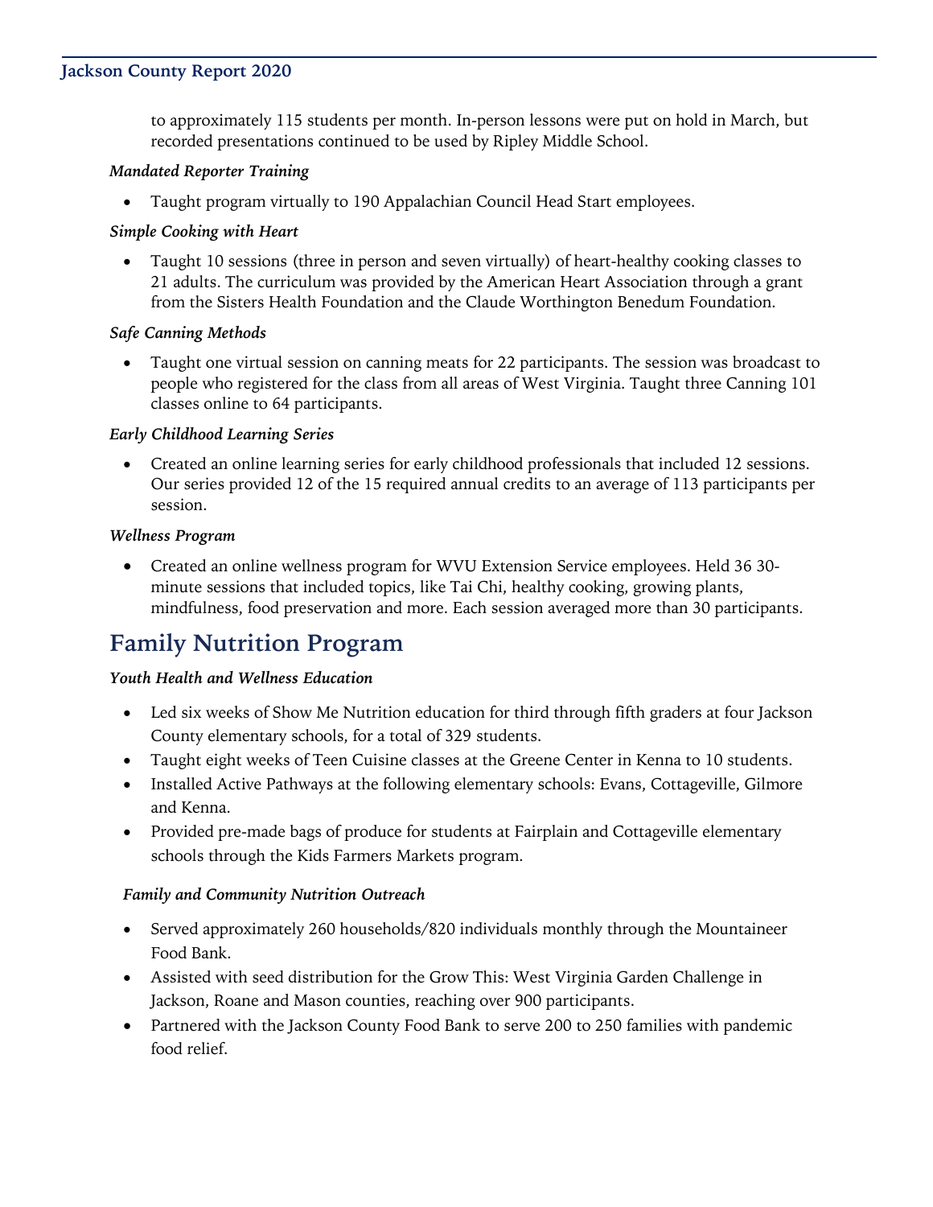to approximately 115 students per month. In-person lessons were put on hold in March, but recorded presentations continued to be used by Ripley Middle School.

*Mandated Reporter Training*

- Taught program virtually to 190 Appalachian Council Head Start employees.

*Simple Cooking with Heart*

- Taught 10 sessions (three in person and seven virtually) of heart-healthy cooking classes to 21 adults. The curriculum was provided by the American Heart Association through a grant from the Sisters Health Foundation and the Claude Worthington Benedum Foundation.

*Safe Canning Methods*

- Taught one virtual session on canning meats for 22 participants. The session was broadcast to people who registered for the class from all areas of West Virginia. Taught three Canning 101 classes online to 64 participants.

*Early Childhood Learning Series*

- Created an online learning series for early childhood professionals that included 12 sessions. Our series provided 12 of the 15 required annual credits to an average of 113 participants per session.

*Wellness Program*

- Created an online wellness program for WVU Extension Service employees. Held 36 30-minute sessions that included topics, like Tai Chi, healthy cooking, growing plants, mindfulness, food preservation and more. Each session averaged more than 30 participants.

## Family Nutrition Program

*Youth Health and Wellness Education*

- Led six weeks of Show Me Nutrition education for third through fifth graders at four Jackson County elementary schools, for a total of 329 students.
- Taught eight weeks of Teen Cuisine classes at the Greene Center in Kenna to 10 students.
- Installed Active Pathways at the following elementary schools: Evans, Cottageville, Gilmore and Kenna.
- Provided pre-made bags of produce for students at Fairplain and Cottageville elementary schools through the Kids Farmers Markets program.

*Family and Community Nutrition Outreach*

- Served approximately 260 households/820 individuals monthly through the Mountaineer Food Bank.
- Assisted with seed distribution for the Grow This: West Virginia Garden Challenge in Jackson, Roane and Mason counties, reaching over 900 participants.
- Partnered with the Jackson County Food Bank to serve 200 to 250 families with pandemic food relief.